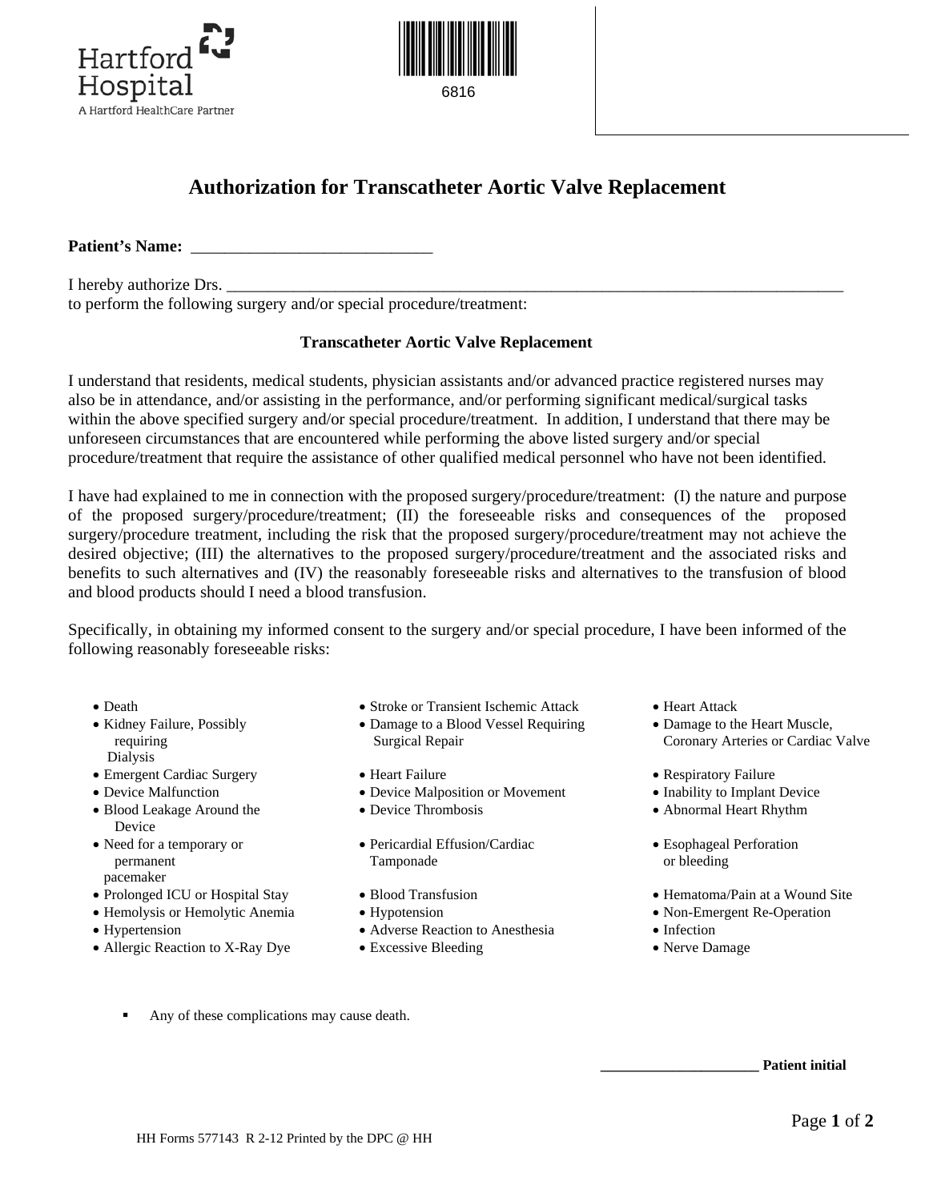Hartford Hospital
A Hartford HealthCare Partner

6816

# Authorization for Transcatheter Aortic Valve Replacement

**Patient's Name:** ____________________________

I hereby authorize Drs. ______________________________________________________________________________
to perform the following surgery and/or special procedure/treatment:

**Transcatheter Aortic Valve Replacement**

I understand that residents, medical students, physician assistants and/or advanced practice registered nurses may also be in attendance, and/or assisting in the performance, and/or performing significant medical/surgical tasks within the above specified surgery and/or special procedure/treatment. In addition, I understand that there may be unforeseen circumstances that are encountered while performing the above listed surgery and/or special procedure/treatment that require the assistance of other qualified medical personnel who have not been identified.

I have had explained to me in connection with the proposed surgery/procedure/treatment: (I) the nature and purpose of the proposed surgery/procedure/treatment; (II) the foreseeable risks and consequences of the proposed surgery/procedure treatment, including the risk that the proposed surgery/procedure/treatment may not achieve the desired objective; (III) the alternatives to the proposed surgery/procedure/treatment and the associated risks and benefits to such alternatives and (IV) the reasonably foreseeable risks and alternatives to the transfusion of blood and blood products should I need a blood transfusion.

Specifically, in obtaining my informed consent to the surgery and/or special procedure, I have been informed of the following reasonably foreseeable risks:

- Death
- Stroke or Transient Ischemic Attack
- Heart Attack
- Kidney Failure, Possibly requiring Dialysis
- Damage to a Blood Vessel Requiring Surgical Repair
- Damage to the Heart Muscle, Coronary Arteries or Cardiac Valve
- Emergent Cardiac Surgery
- Heart Failure
- Respiratory Failure
- Device Malfunction
- Device Malposition or Movement
- Inability to Implant Device
- Blood Leakage Around the Device
- Device Thrombosis
- Abnormal Heart Rhythm
- Need for a temporary or permanent pacemaker
- Pericardial Effusion/Cardiac Tamponade
- Esophageal Perforation or bleeding
- Prolonged ICU or Hospital Stay
- Blood Transfusion
- Hematoma/Pain at a Wound Site
- Hemolysis or Hemolytic Anemia
- Hypotension
- Non-Emergent Re-Operation
- Hypertension
- Adverse Reaction to Anesthesia
- Infection
- Allergic Reaction to X-Ray Dye
- Excessive Bleeding
- Nerve Damage

- Any of these complications may cause death.

____________________ **Patient initial**

HH Forms 577143 R 2-12 Printed by the DPC @ HH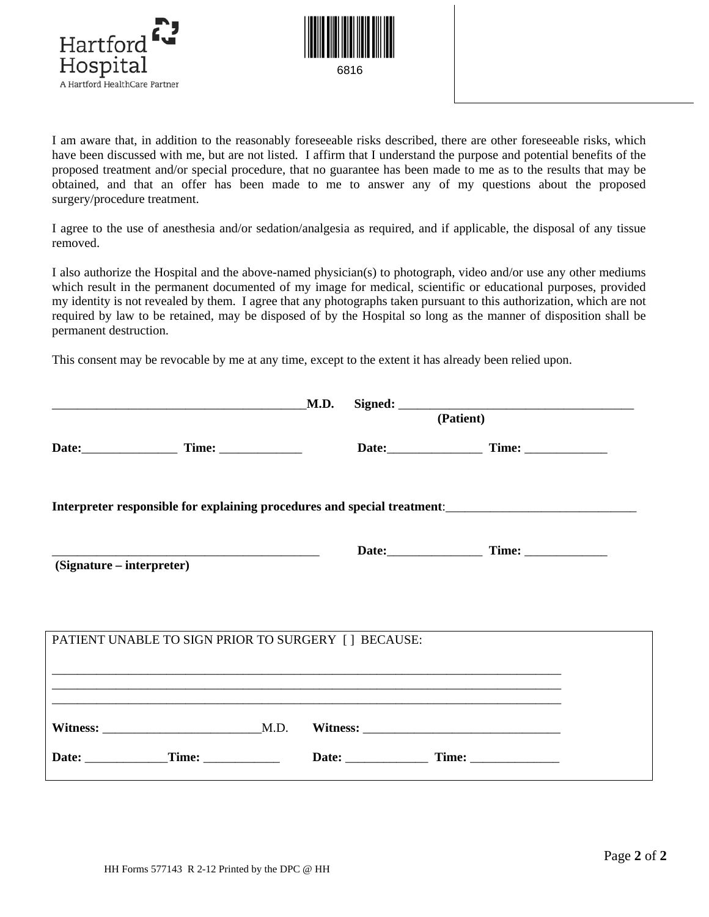Hartford Hospital
A Hartford HealthCare Partner

6816

I am aware that, in addition to the reasonably foreseeable risks described, there are other foreseeable risks, which have been discussed with me, but are not listed. I affirm that I understand the purpose and potential benefits of the proposed treatment and/or special procedure, that no guarantee has been made to me as to the results that may be obtained, and that an offer has been made to me to answer any of my questions about the proposed surgery/procedure treatment.

I agree to the use of anesthesia and/or sedation/analgesia as required, and if applicable, the disposal of any tissue removed.

I also authorize the Hospital and the above-named physician(s) to photograph, video and/or use any other mediums which result in the permanent documented of my image for medical, scientific or educational purposes, provided my identity is not revealed by them. I agree that any photographs taken pursuant to this authorization, which are not required by law to be retained, may be disposed of by the Hospital so long as the manner of disposition shall be permanent destruction.

This consent may be revocable by me at any time, except to the extent it has already been relied upon.

________________________________________**M.D.** **Signed:** _____________________________________
**(Patient)**

**Date:**_______________ **Time:** _____________ **Date:**_______________ **Time:** _____________

**Interpreter responsible for explaining procedures and special treatment**:_____________________________

___________________________________________ **Date:**_______________ **Time:** _____________
**(Signature – interpreter)**

PATIENT UNABLE TO SIGN PRIOR TO SURGERY [ ] BECAUSE:

_________________________________________________________________________________
_________________________________________________________________________________
_________________________________________________________________________________

**Witness:** _________________________M.D. **Witness:** _______________________________

**Date:** _____________**Time:** ____________ **Date:** _____________ **Time:** ______________

HH Forms 577143 R 2-12 Printed by the DPC @ HH